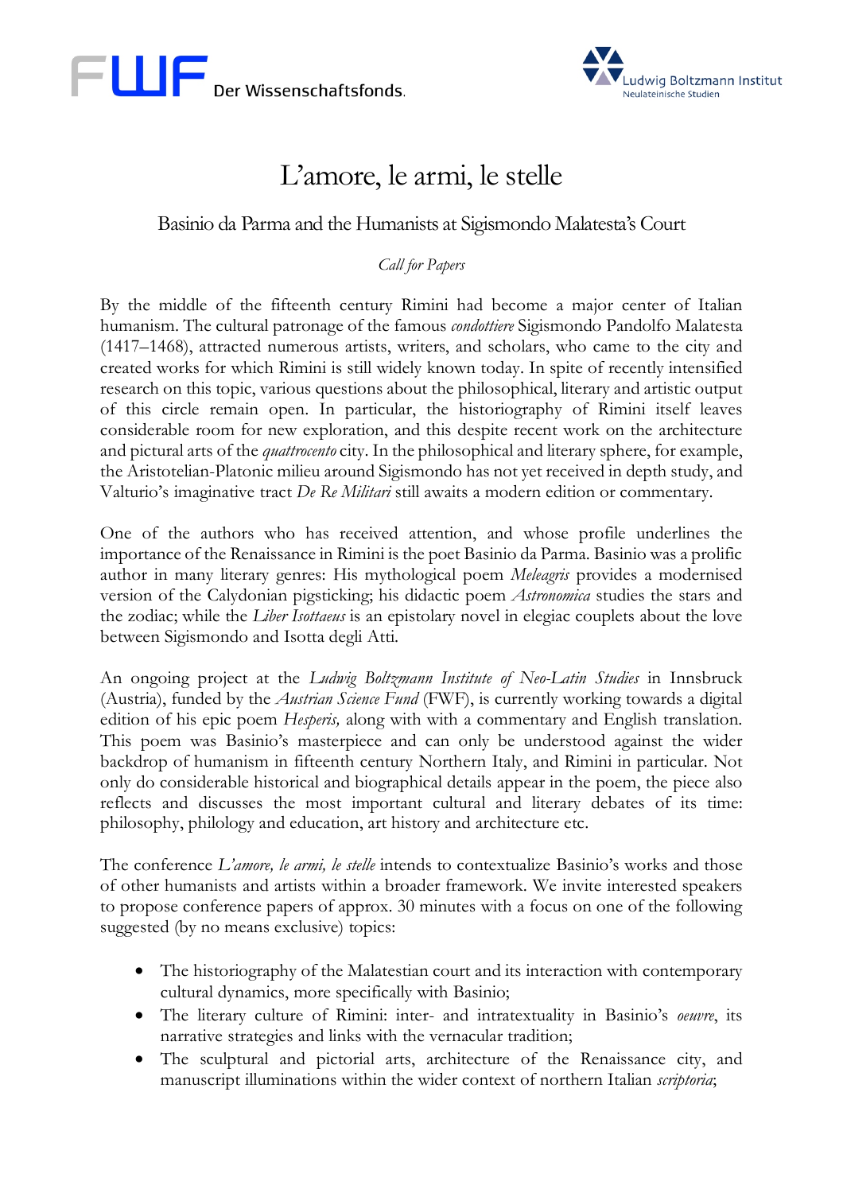FWF Der Wissenschaftsfonds.

Ludwig Boltzmann Institut
Neulateinische Studien

# L'amore, le armi, le stelle

## Basinio da Parma and the Humanists at Sigismondo Malatesta's Court

*Call for Papers*

By the middle of the fifteenth century Rimini had become a major center of Italian humanism. The cultural patronage of the famous *condottiere* Sigismondo Pandolfo Malatesta (1417–1468), attracted numerous artists, writers, and scholars, who came to the city and created works for which Rimini is still widely known today. In spite of recently intensified research on this topic, various questions about the philosophical, literary and artistic output of this circle remain open. In particular, the historiography of Rimini itself leaves considerable room for new exploration, and this despite recent work on the architecture and pictural arts of the *quattrocento* city. In the philosophical and literary sphere, for example, the Aristotelian-Platonic milieu around Sigismondo has not yet received in depth study, and Valturio's imaginative tract *De Re Militari* still awaits a modern edition or commentary.

One of the authors who has received attention, and whose profile underlines the importance of the Renaissance in Rimini is the poet Basinio da Parma. Basinio was a prolific author in many literary genres: His mythological poem *Meleagris* provides a modernised version of the Calydonian pigsticking; his didactic poem *Astronomica* studies the stars and the zodiac; while the *Liber Isottaeus* is an epistolary novel in elegiac couplets about the love between Sigismondo and Isotta degli Atti.

An ongoing project at the *Ludwig Boltzmann Institute of Neo-Latin Studies* in Innsbruck (Austria), funded by the *Austrian Science Fund* (FWF), is currently working towards a digital edition of his epic poem *Hesperis,* along with with a commentary and English translation. This poem was Basinio's masterpiece and can only be understood against the wider backdrop of humanism in fifteenth century Northern Italy, and Rimini in particular. Not only do considerable historical and biographical details appear in the poem, the piece also reflects and discusses the most important cultural and literary debates of its time: philosophy, philology and education, art history and architecture etc.

The conference *L'amore, le armi, le stelle* intends to contextualize Basinio's works and those of other humanists and artists within a broader framework. We invite interested speakers to propose conference papers of approx. 30 minutes with a focus on one of the following suggested (by no means exclusive) topics:

- The historiography of the Malatestian court and its interaction with contemporary cultural dynamics, more specifically with Basinio;
- The literary culture of Rimini: inter- and intratextuality in Basinio's *oeuvre*, its narrative strategies and links with the vernacular tradition;
- The sculptural and pictorial arts, architecture of the Renaissance city, and manuscript illuminations within the wider context of northern Italian *scriptoria*;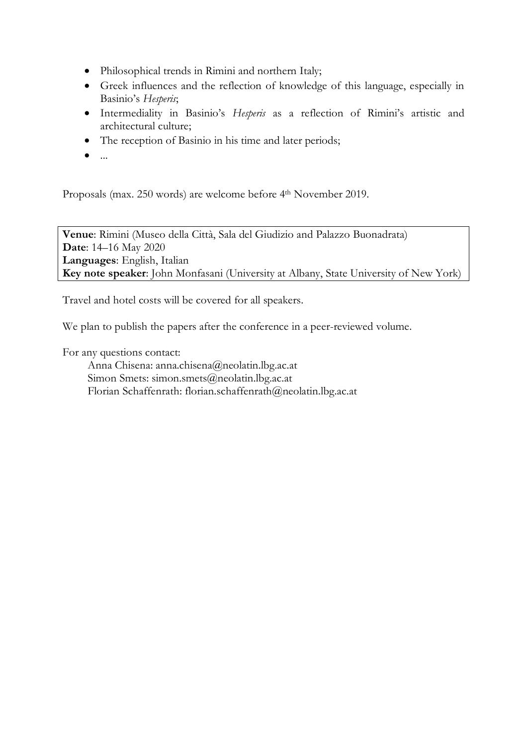- Philosophical trends in Rimini and northern Italy;
- Greek influences and the reflection of knowledge of this language, especially in Basinio's *Hesperis*;
- Intermediality in Basinio's *Hesperis* as a reflection of Rimini's artistic and architectural culture;
- The reception of Basinio in his time and later periods;
- ...

Proposals (max. 250 words) are welcome before 4th November 2019.

**Venue**: Rimini (Museo della Città, Sala del Giudizio and Palazzo Buonadrata)
**Date**: 14–16 May 2020
**Languages**: English, Italian
**Key note speaker**: John Monfasani (University at Albany, State University of New York)

Travel and hotel costs will be covered for all speakers.

We plan to publish the papers after the conference in a peer-reviewed volume.

For any questions contact:

Anna Chisena: anna.chisena@neolatin.lbg.ac.at
Simon Smets: simon.smets@neolatin.lbg.ac.at
Florian Schaffenrath: florian.schaffenrath@neolatin.lbg.ac.at